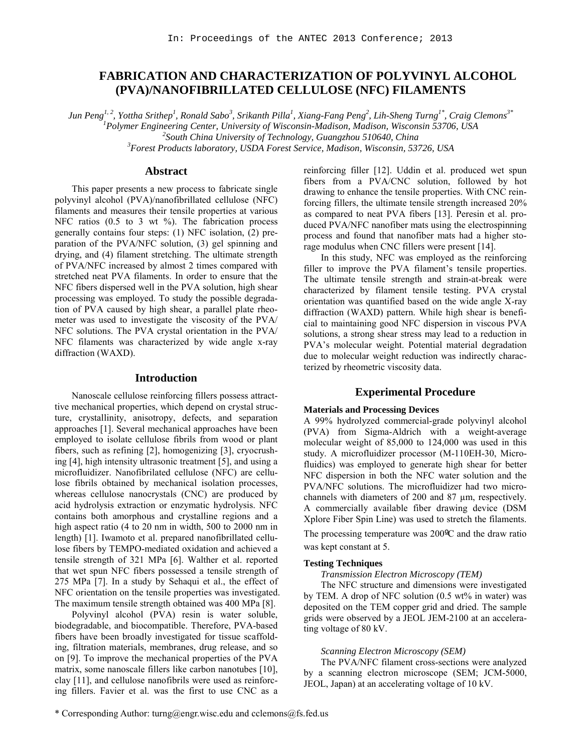In: Proceedings of the ANTEC 2013 Conference; 2013

# FABRICATION AND CHARACTERIZATION OF POLYVINYL ALCOHOL (PVA)/NANOFIBRILLATED CELLULOSE (NFC) FILAMENTS

*Jun Peng[1, 2], Yottha Srithep[1], Ronald Sabo[3], Srikanth Pilla[1], Xiang-Fang Peng[2], Lih-Sheng Turng[1*], Craig Clemons[3*]*
*[1]Polymer Engineering Center, University of Wisconsin-Madison, Madison, Wisconsin 53706, USA*
*[2]South China University of Technology, Guangzhou 510640, China*
*[3]Forest Products laboratory, USDA Forest Service, Madison, Wisconsin, 53726, USA*

## Abstract

This paper presents a new process to fabricate single polyvinyl alcohol (PVA)/nanofibrillated cellulose (NFC) filaments and measures their tensile properties at various NFC ratios (0.5 to 3 wt %). The fabrication process generally contains four steps: (1) NFC isolation, (2) preparation of the PVA/NFC solution, (3) gel spinning and drying, and (4) filament stretching. The ultimate strength of PVA/NFC increased by almost 2 times compared with stretched neat PVA filaments. In order to ensure that the NFC fibers dispersed well in the PVA solution, high shear processing was employed. To study the possible degradation of PVA caused by high shear, a parallel plate rheometer was used to investigate the viscosity of the PVA/NFC solutions. The PVA crystal orientation in the PVA/NFC filaments was characterized by wide angle x-ray diffraction (WAXD).

## Introduction

Nanoscale cellulose reinforcing fillers possess attractive mechanical properties, which depend on crystal structure, crystallinity, anisotropy, defects, and separation approaches [1]. Several mechanical approaches have been employed to isolate cellulose fibrils from wood or plant fibers, such as refining [2], homogenizing [3], cryocrushing [4], high intensity ultrasonic treatment [5], and using a microfluidizer. Nanofibrilated cellulose (NFC) are cellulose fibrils obtained by mechanical isolation processes, whereas cellulose nanocrystals (CNC) are produced by acid hydrolysis extraction or enzymatic hydrolysis. NFC contains both amorphous and crystalline regions and a high aspect ratio (4 to 20 nm in width, 500 to 2000 nm in length) [1]. Iwamoto et al. prepared nanofibrillated cellulose fibers by TEMPO-mediated oxidation and achieved a tensile strength of 321 MPa [6]. Walther et al. reported that wet spun NFC fibers possessed a tensile strength of 275 MPa [7]. In a study by Sehaqui et al., the effect of NFC orientation on the tensile properties was investigated. The maximum tensile strength obtained was 400 MPa [8].

Polyvinyl alcohol (PVA) resin is water soluble, biodegradable, and biocompatible. Therefore, PVA-based fibers have been broadly investigated for tissue scaffolding, filtration materials, membranes, drug release, and so on [9]. To improve the mechanical properties of the PVA matrix, some nanoscale fillers like carbon nanotubes [10], clay [11], and cellulose nanofibrils were used as reinforcing fillers. Favier et al. was the first to use CNC as a reinforcing filler [12]. Uddin et al. produced wet spun fibers from a PVA/CNC solution, followed by hot drawing to enhance the tensile properties. With CNC reinforcing fillers, the ultimate tensile strength increased 20% as compared to neat PVA fibers [13]. Peresin et al. produced PVA/NFC nanofiber mats using the electrospinning process and found that nanofiber mats had a higher storage modulus when CNC fillers were present [14].

In this study, NFC was employed as the reinforcing filler to improve the PVA filament's tensile properties. The ultimate tensile strength and strain-at-break were characterized by filament tensile testing. PVA crystal orientation was quantified based on the wide angle X-ray diffraction (WAXD) pattern. While high shear is beneficial to maintaining good NFC dispersion in viscous PVA solutions, a strong shear stress may lead to a reduction in PVA's molecular weight. Potential material degradation due to molecular weight reduction was indirectly characterized by rheometric viscosity data.

## Experimental Procedure

### Materials and Processing Devices

A 99% hydrolyzed commercial-grade polyvinyl alcohol (PVA) from Sigma-Aldrich with a weight-average molecular weight of 85,000 to 124,000 was used in this study. A microfluidizer processor (M-110EH-30, Microfluidics) was employed to generate high shear for better NFC dispersion in both the NFC water solution and the PVA/NFC solutions. The microfluidizer had two microchannels with diameters of 200 and 87 μm, respectively. A commercially available fiber drawing device (DSM Xplore Fiber Spin Line) was used to stretch the filaments. The processing temperature was 200ºC and the draw ratio was kept constant at 5.

### Testing Techniques

*Transmission Electron Microscopy (TEM)*

The NFC structure and dimensions were investigated by TEM. A drop of NFC solution (0.5 wt% in water) was deposited on the TEM copper grid and dried. The sample grids were observed by a JEOL JEM-2100 at an accelerating voltage of 80 kV.

*Scanning Electron Microscopy (SEM)*

The PVA/NFC filament cross-sections were analyzed by a scanning electron microscope (SEM; JCM-5000, JEOL, Japan) at an accelerating voltage of 10 kV.

\* Corresponding Author: turng@engr.wisc.edu and cclemons@fs.fed.us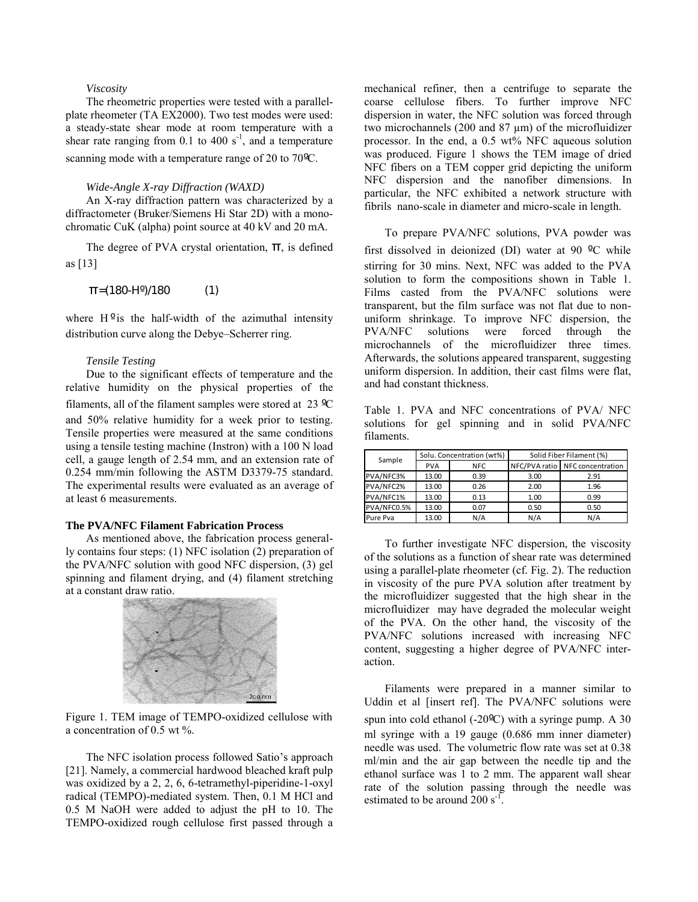*Viscosity*

The rheometric properties were tested with a parallel-plate rheometer (TA EX2000). Two test modes were used: a steady-state shear mode at room temperature with a shear rate ranging from 0.1 to 400 $s^{-1}$, and a temperature scanning mode with a temperature range of 20 to 70ºC.

*Wide-Angle X-ray Diffraction (WAXD)*

An X-ray diffraction pattern was characterized by a diffractometer (Bruker/Siemens Hi Star 2D) with a monochromatic CuK (alpha) point source at 40 kV and 20 mA.

The degree of PVA crystal orientation, $\pi$, is defined as [13]

$$\pi = (180 - H^{o})/180 \qquad (1)$$

where $H^{o}$ is the half-width of the azimuthal intensity distribution curve along the Debye–Scherrer ring.

*Tensile Testing*

Due to the significant effects of temperature and the relative humidity on the physical properties of the filaments, all of the filament samples were stored at 23 ºC and 50% relative humidity for a week prior to testing. Tensile properties were measured at the same conditions using a tensile testing machine (Instron) with a 100 N load cell, a gauge length of 2.54 mm, and an extension rate of 0.254 mm/min following the ASTM D3379-75 standard. The experimental results were evaluated as an average of at least 6 measurements.

**The PVA/NFC Filament Fabrication Process**

As mentioned above, the fabrication process generally contains four steps: (1) NFC isolation (2) preparation of the PVA/NFC solution with good NFC dispersion, (3) gel spinning and filament drying, and (4) filament stretching at a constant draw ratio.

Figure 1. TEM image of TEMPO-oxidized cellulose with a concentration of 0.5 wt %.

The NFC isolation process followed Satio's approach [21]. Namely, a commercial hardwood bleached kraft pulp was oxidized by a 2, 2, 6, 6-tetramethyl-piperidine-1-oxyl radical (TEMPO)-mediated system. Then, 0.1 M HCl and 0.5 M NaOH were added to adjust the pH to 10. The TEMPO-oxidized rough cellulose first passed through a mechanical refiner, then a centrifuge to separate the coarse cellulose fibers. To further improve NFC dispersion in water, the NFC solution was forced through two microchannels (200 and 87 μm) of the microfluidizer processor. In the end, a 0.5 wt% NFC aqueous solution was produced. Figure 1 shows the TEM image of dried NFC fibers on a TEM copper grid depicting the uniform NFC dispersion and the nanofiber dimensions. In particular, the NFC exhibited a network structure with fibrils nano-scale in diameter and micro-scale in length.

To prepare PVA/NFC solutions, PVA powder was first dissolved in deionized (DI) water at 90 ºC while stirring for 30 mins. Next, NFC was added to the PVA solution to form the compositions shown in Table 1. Films casted from the PVA/NFC solutions were transparent, but the film surface was not flat due to non-uniform shrinkage. To improve NFC dispersion, the PVA/NFC solutions were forced through the microchannels of the microfluidizer three times. Afterwards, the solutions appeared transparent, suggesting uniform dispersion. In addition, their cast films were flat, and had constant thickness.

Table 1. PVA and NFC concentrations of PVA/ NFC solutions for gel spinning and in solid PVA/NFC filaments.

| Sample | Solu. Concentration (wt%) | | Solid Fiber Filament (%) | |
|---|---|---|---|---|
| | PVA | NFC | NFC/PVA ratio | NFC concentration |
| PVA/NFC3% | 13.00 | 0.39 | 3.00 | 2.91 |
| PVA/NFC2% | 13.00 | 0.26 | 2.00 | 1.96 |
| PVA/NFC1% | 13.00 | 0.13 | 1.00 | 0.99 |
| PVA/NFC0.5% | 13.00 | 0.07 | 0.50 | 0.50 |
| Pure Pva | 13.00 | N/A | N/A | N/A |

To further investigate NFC dispersion, the viscosity of the solutions as a function of shear rate was determined using a parallel-plate rheometer (cf. Fig. 2). The reduction in viscosity of the pure PVA solution after treatment by the microfluidizer suggested that the high shear in the microfluidizer may have degraded the molecular weight of the PVA. On the other hand, the viscosity of the PVA/NFC solutions increased with increasing NFC content, suggesting a higher degree of PVA/NFC interaction.

Filaments were prepared in a manner similar to Uddin et al [insert ref]. The PVA/NFC solutions were spun into cold ethanol (-20ºC) with a syringe pump. A 30 ml syringe with a 19 gauge (0.686 mm inner diameter) needle was used. The volumetric flow rate was set at 0.38 ml/min and the air gap between the needle tip and the ethanol surface was 1 to 2 mm. The apparent wall shear rate of the solution passing through the needle was estimated to be around 200 $s^{-1}$.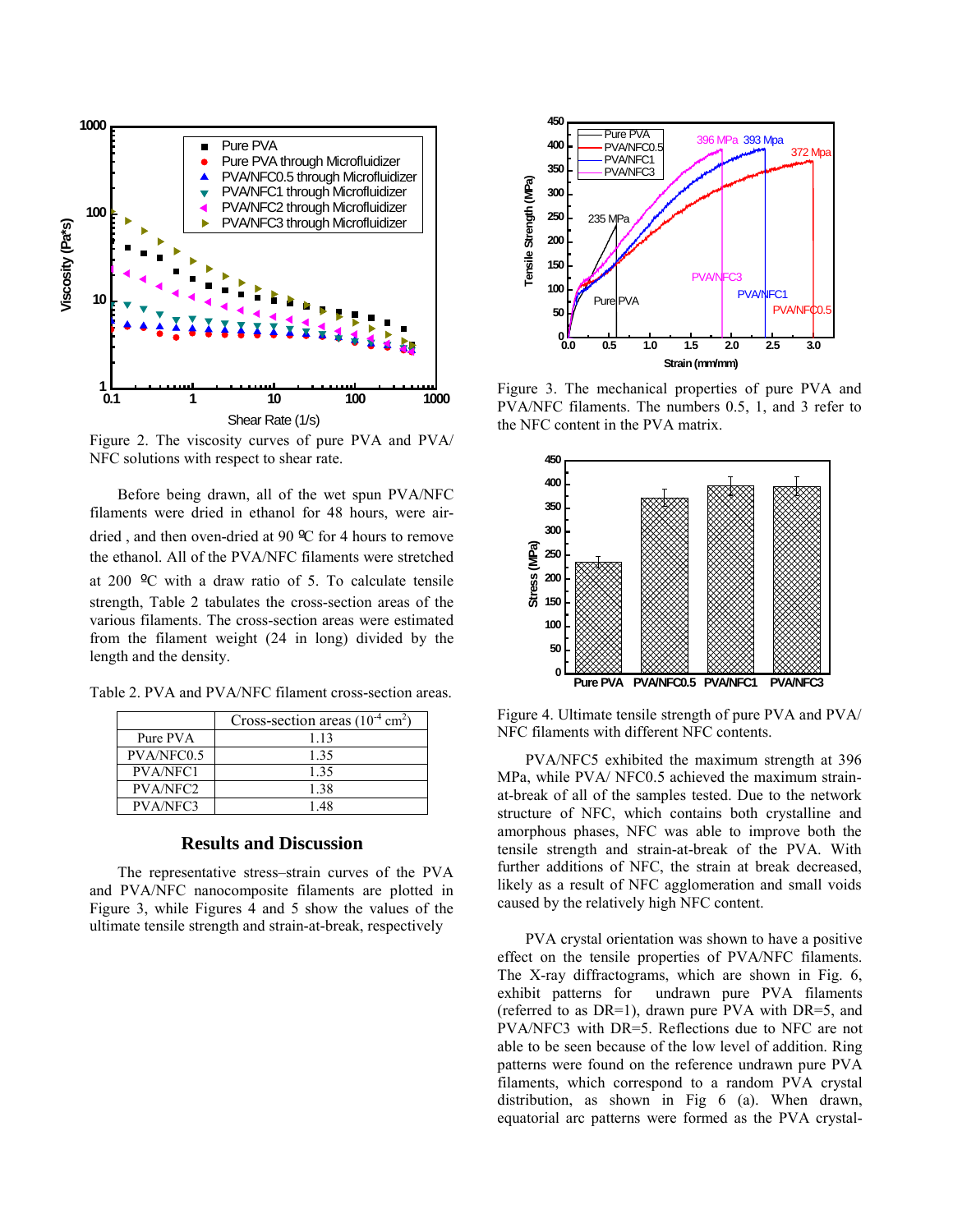Figure 2. The viscosity curves of pure PVA and PVA/NFC solutions with respect to shear rate.

Before being drawn, all of the wet spun PVA/NFC filaments were dried in ethanol for 48 hours, were air-dried , and then oven-dried at 90 ºC for 4 hours to remove the ethanol. All of the PVA/NFC filaments were stretched at 200 ºC with a draw ratio of 5. To calculate tensile strength, Table 2 tabulates the cross-section areas of the various filaments. The cross-section areas were estimated from the filament weight (24 in long) divided by the length and the density.

Table 2. PVA and PVA/NFC filament cross-section areas.

| | Cross-section areas ($10^{-4}$ $cm^2$) |
|---|---|
| Pure PVA | 1.13 |
| PVA/NFC0.5 | 1.35 |
| PVA/NFC1 | 1.35 |
| PVA/NFC2 | 1.38 |
| PVA/NFC3 | 1.48 |

## Results and Discussion

The representative stress–strain curves of the PVA and PVA/NFC nanocomposite filaments are plotted in Figure 3, while Figures 4 and 5 show the values of the ultimate tensile strength and strain-at-break, respectively

Figure 3. The mechanical properties of pure PVA and PVA/NFC filaments. The numbers 0.5, 1, and 3 refer to the NFC content in the PVA matrix.

Figure 4. Ultimate tensile strength of pure PVA and PVA/NFC filaments with different NFC contents.

PVA/NFC5 exhibited the maximum strength at 396 MPa, while PVA/ NFC0.5 achieved the maximum strain-at-break of all of the samples tested. Due to the network structure of NFC, which contains both crystalline and amorphous phases, NFC was able to improve both the tensile strength and strain-at-break of the PVA. With further additions of NFC, the strain at break decreased, likely as a result of NFC agglomeration and small voids caused by the relatively high NFC content.

PVA crystal orientation was shown to have a positive effect on the tensile properties of PVA/NFC filaments. The X-ray diffractograms, which are shown in Fig. 6, exhibit patterns for undrawn pure PVA filaments (referred to as DR=1), drawn pure PVA with DR=5, and PVA/NFC3 with DR=5. Reflections due to NFC are not able to be seen because of the low level of addition. Ring patterns were found on the reference undrawn pure PVA filaments, which correspond to a random PVA crystal distribution, as shown in Fig 6 (a). When drawn, equatorial arc patterns were formed as the PVA crystal-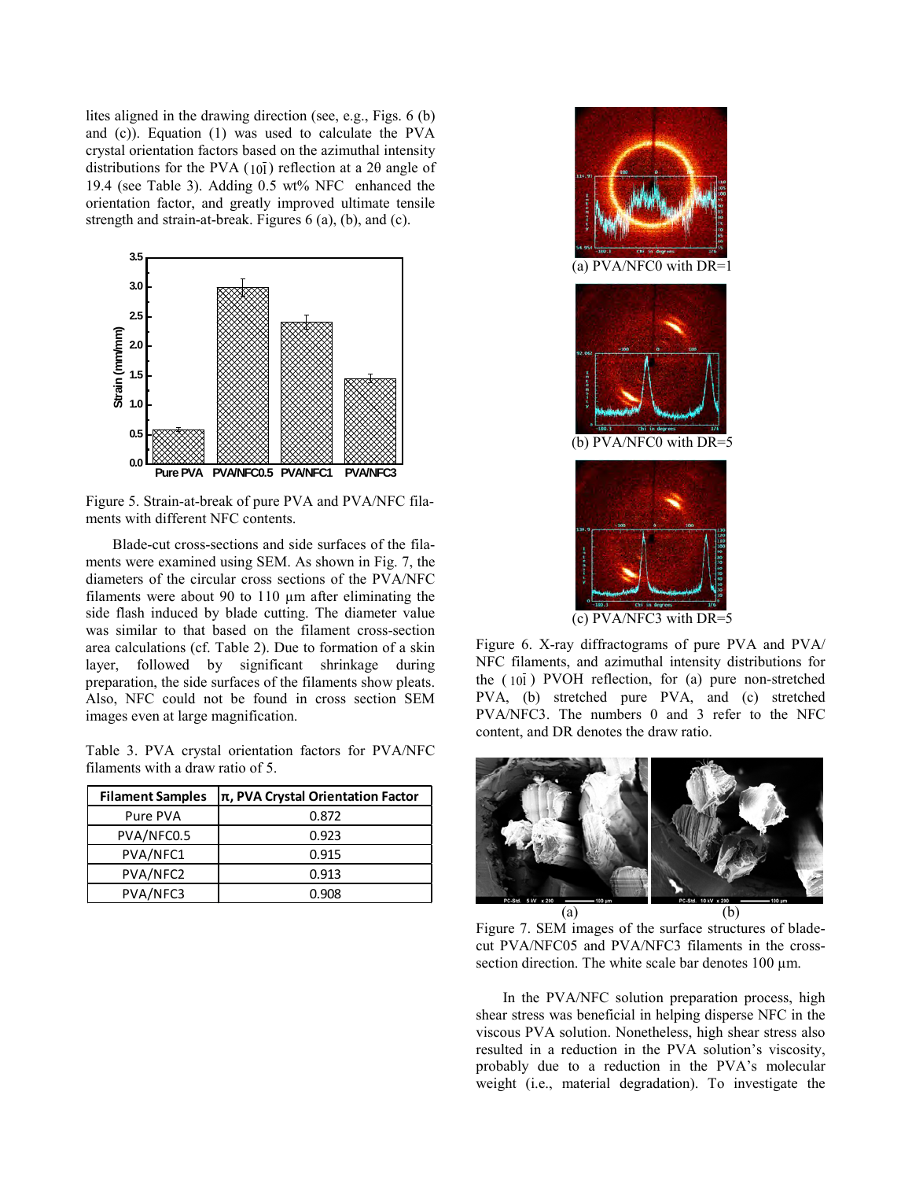lites aligned in the drawing direction (see, e.g., Figs. 6 (b) and (c)). Equation (1) was used to calculate the PVA crystal orientation factors based on the azimuthal intensity distributions for the PVA ($10\bar{1}$) reflection at a 2θ angle of 19.4 (see Table 3). Adding 0.5 wt% NFC enhanced the orientation factor, and greatly improved ultimate tensile strength and strain-at-break. Figures 6 (a), (b), and (c).

Figure 5. Strain-at-break of pure PVA and PVA/NFC filaments with different NFC contents.

Blade-cut cross-sections and side surfaces of the filaments were examined using SEM. As shown in Fig. 7, the diameters of the circular cross sections of the PVA/NFC filaments were about 90 to 110 μm after eliminating the side flash induced by blade cutting. The diameter value was similar to that based on the filament cross-section area calculations (cf. Table 2). Due to formation of a skin layer, followed by significant shrinkage during preparation, the side surfaces of the filaments show pleats. Also, NFC could not be found in cross section SEM images even at large magnification.

Table 3. PVA crystal orientation factors for PVA/NFC filaments with a draw ratio of 5.

| Filament Samples | π, PVA Crystal Orientation Factor |
|---|---|
| Pure PVA | 0.872 |
| PVA/NFC0.5 | 0.923 |
| PVA/NFC1 | 0.915 |
| PVA/NFC2 | 0.913 |
| PVA/NFC3 | 0.908 |

(a) PVA/NFC0 with DR=1

(b) PVA/NFC0 with DR=5

(c) PVA/NFC3 with DR=5

Figure 6. X-ray diffractograms of pure PVA and PVA/NFC filaments, and azimuthal intensity distributions for the ($10\bar{1}$) PVOH reflection, for (a) pure non-stretched PVA, (b) stretched pure PVA, and (c) stretched PVA/NFC3. The numbers 0 and 3 refer to the NFC content, and DR denotes the draw ratio.

Figure 7. SEM images of the surface structures of blade-cut PVA/NFC05 and PVA/NFC3 filaments in the cross-section direction. The white scale bar denotes 100 μm.

In the PVA/NFC solution preparation process, high shear stress was beneficial in helping disperse NFC in the viscous PVA solution. Nonetheless, high shear stress also resulted in a reduction in the PVA solution's viscosity, probably due to a reduction in the PVA's molecular weight (i.e., material degradation). To investigate the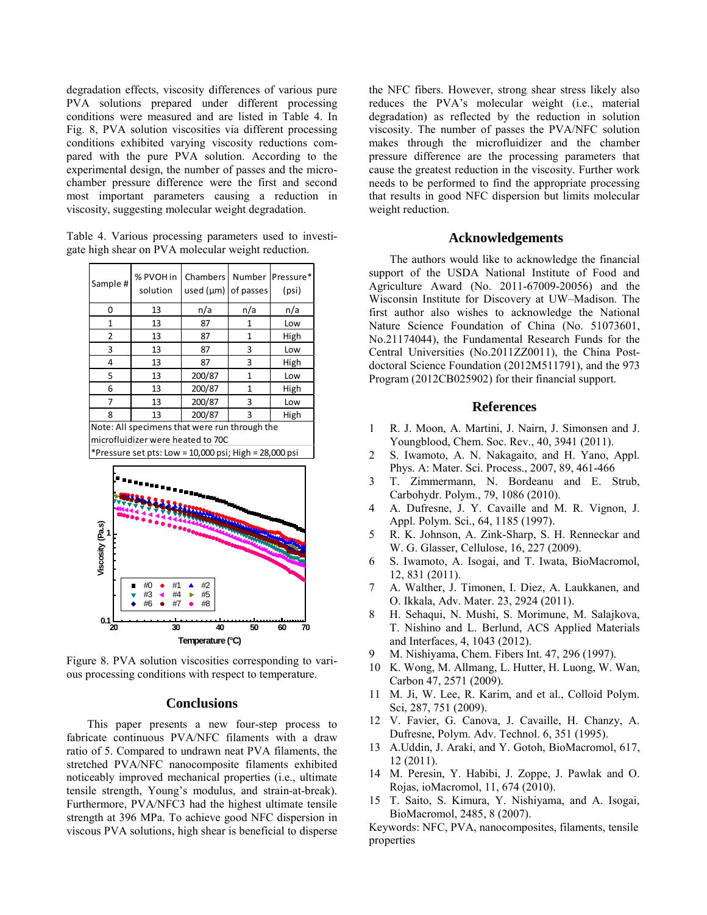degradation effects, viscosity differences of various pure PVA solutions prepared under different processing conditions were measured and are listed in Table 4. In Fig. 8, PVA solution viscosities via different processing conditions exhibited varying viscosity reductions compared with the pure PVA solution. According to the experimental design, the number of passes and the microchamber pressure difference were the first and second most important parameters causing a reduction in viscosity, suggesting molecular weight degradation.

Table 4. Various processing parameters used to investigate high shear on PVA molecular weight reduction.

| Sample # | % PVOH in solution | Chambers used (μm) | Number of passes | Pressure* (psi) |
|---|---|---|---|---|
| 0 | 13 | n/a | n/a | n/a |
| 1 | 13 | 87 | 1 | Low |
| 2 | 13 | 87 | 1 | High |
| 3 | 13 | 87 | 3 | Low |
| 4 | 13 | 87 | 3 | High |
| 5 | 13 | 200/87 | 1 | Low |
| 6 | 13 | 200/87 | 1 | High |
| 7 | 13 | 200/87 | 3 | Low |
| 8 | 13 | 200/87 | 3 | High |

Note: All specimens that were run through the microfluidizer were heated to 70C

*Pressure set pts: Low = 10,000 psi; High = 28,000 psi

Viscosity (Pa.s)
1
0.1
20
30
40
50
60
70
Temperature (°C)
#0 #1 #2
#3 #4 #5
#6 #7 #8

Figure 8. PVA solution viscosities corresponding to various processing conditions with respect to temperature.

## Conclusions

This paper presents a new four-step process to fabricate continuous PVA/NFC filaments with a draw ratio of 5. Compared to undrawn neat PVA filaments, the stretched PVA/NFC nanocomposite filaments exhibited noticeably improved mechanical properties (i.e., ultimate tensile strength, Young's modulus, and strain-at-break). Furthermore, PVA/NFC3 had the highest ultimate tensile strength at 396 MPa. To achieve good NFC dispersion in viscous PVA solutions, high shear is beneficial to disperse the NFC fibers. However, strong shear stress likely also reduces the PVA's molecular weight (i.e., material degradation) as reflected by the reduction in solution viscosity. The number of passes the PVA/NFC solution makes through the microfluidizer and the chamber pressure difference are the processing parameters that cause the greatest reduction in the viscosity. Further work needs to be performed to find the appropriate processing that results in good NFC dispersion but limits molecular weight reduction.

## Acknowledgements

The authors would like to acknowledge the financial support of the USDA National Institute of Food and Agriculture Award (No. 2011-67009-20056) and the Wisconsin Institute for Discovery at UW–Madison. The first author also wishes to acknowledge the National Nature Science Foundation of China (No. 51073601, No.21174044), the Fundamental Research Funds for the Central Universities (No.2011ZZ0011), the China Postdoctoral Science Foundation (2012M511791), and the 973 Program (2012CB025902) for their financial support.

## References

1. R. J. Moon, A. Martini, J. Nairn, J. Simonsen and J. Youngblood, Chem. Soc. Rev., 40, 3941 (2011).
2. S. Iwamoto, A. N. Nakagaito, and H. Yano, Appl. Phys. A: Mater. Sci. Process., 2007, 89, 461-466
3. T. Zimmermann, N. Bordeanu and E. Strub, Carbohydr. Polym., 79, 1086 (2010).
4. A. Dufresne, J. Y. Cavaille and M. R. Vignon, J. Appl. Polym. Sci., 64, 1185 (1997).
5. R. K. Johnson, A. Zink-Sharp, S. H. Renneckar and W. G. Glasser, Cellulose, 16, 227 (2009).
6. S. Iwamoto, A. Isogai, and T. Iwata, BioMacromol, 12, 831 (2011).
7. A. Walther, J. Timonen, I. Diez, A. Laukkanen, and O. Ikkala, Adv. Mater. 23, 2924 (2011).
8. H. Sehaqui, N. Mushi, S. Morimune, M. Salajkova, T. Nishino and L. Berlund, ACS Applied Materials and Interfaces, 4, 1043 (2012).
9. M. Nishiyama, Chem. Fibers Int. 47, 296 (1997).
10. K. Wong, M. Allmang, L. Hutter, H. Luong, W. Wan, Carbon 47, 2571 (2009).
11. M. Ji, W. Lee, R. Karim, and et al., Colloid Polym. Sci, 287, 751 (2009).
12. V. Favier, G. Canova, J. Cavaille, H. Chanzy, A. Dufresne, Polym. Adv. Technol. 6, 351 (1995).
13. A.Uddin, J. Araki, and Y. Gotoh, BioMacromol, 617, 12 (2011).
14. M. Peresin, Y. Habibi, J. Zoppe, J. Pawlak and O. Rojas, ioMacromol, 11, 674 (2010).
15. T. Saito, S. Kimura, Y. Nishiyama, and A. Isogai, BioMacromol, 2485, 8 (2007).

Keywords: NFC, PVA, nanocomposites, filaments, tensile properties